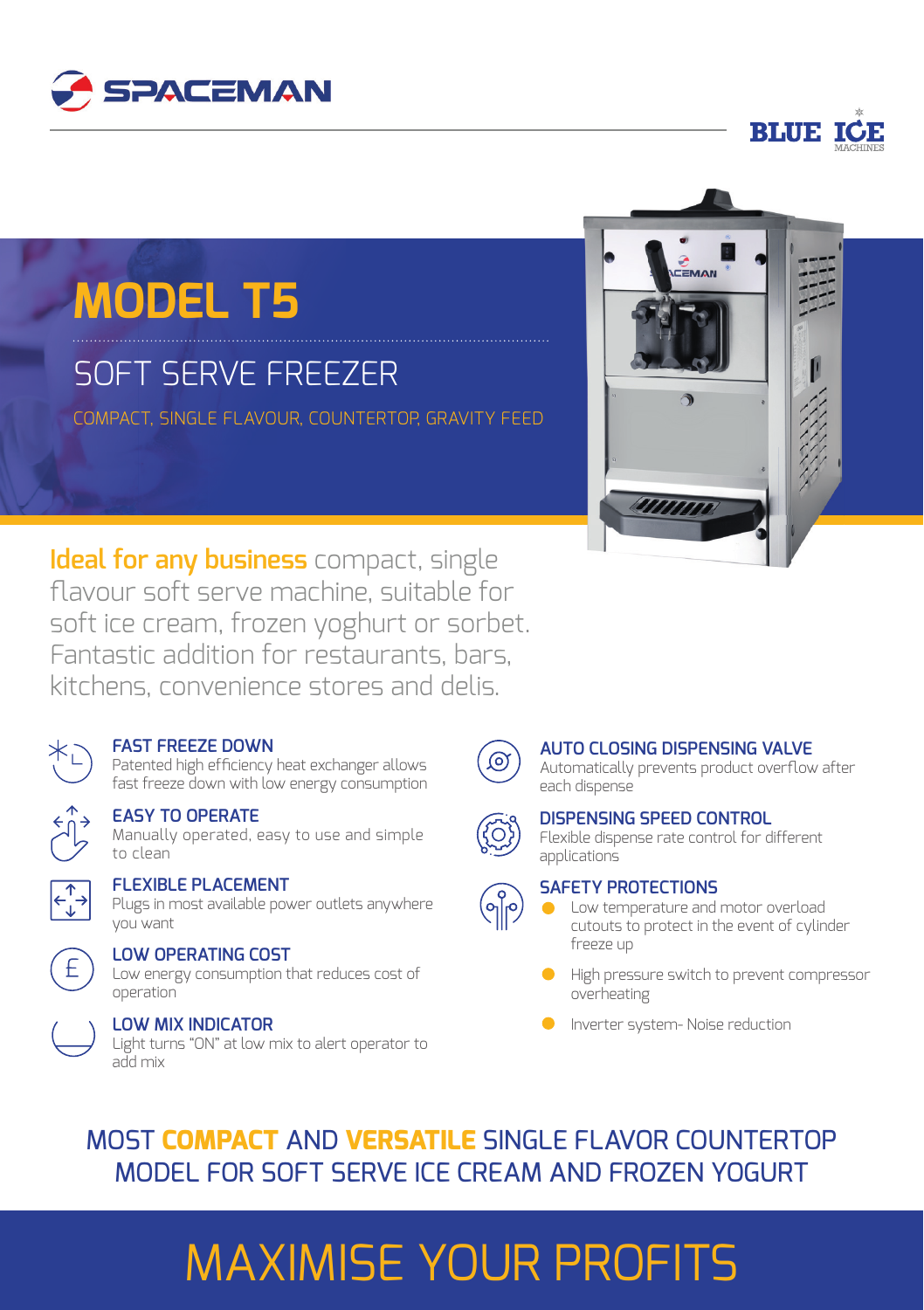SPACEMAN

BLUE ICE MACHINES

# MODEL T5

## SOFT SERVE FREEZER

COMPACT, SINGLE FLAVOUR, COUNTERTOP, GRAVITY FEED

**Ideal for any business** compact, single flavour soft serve machine, suitable for soft ice cream, frozen yoghurt or sorbet. Fantastic addition for restaurants, bars, kitchens, convenience stores and delis.

### FAST FREEZE DOWN
Patented high efficiency heat exchanger allows fast freeze down with low energy consumption

### EASY TO OPERATE
Manually operated, easy to use and simple to clean

### FLEXIBLE PLACEMENT
Plugs in most available power outlets anywhere you want

### LOW OPERATING COST
Low energy consumption that reduces cost of operation

### LOW MIX INDICATOR
Light turns "ON" at low mix to alert operator to add mix

### AUTO CLOSING DISPENSING VALVE
Automatically prevents product overflow after each dispense

### DISPENSING SPEED CONTROL
Flexible dispense rate control for different applications

### SAFETY PROTECTIONS
- Low temperature and motor overload cutouts to protect in the event of cylinder freeze up
- High pressure switch to prevent compressor overheating
- Inverter system- Noise reduction

## MOST **COMPACT** AND **VERSATILE** SINGLE FLAVOR COUNTERTOP MODEL FOR SOFT SERVE ICE CREAM AND FROZEN YOGURT

# MAXIMISE YOUR PROFITS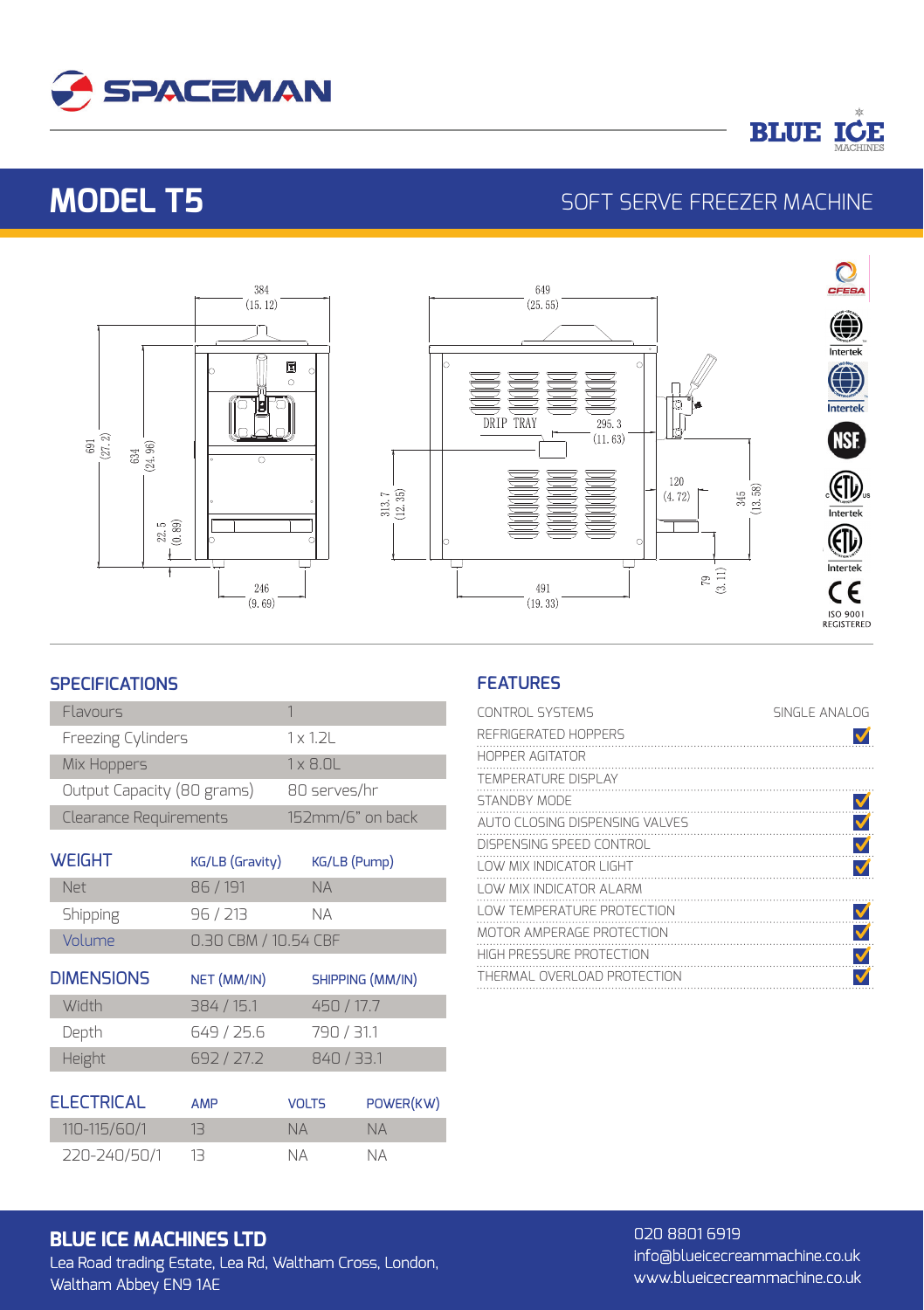# MODEL T5

SOFT SERVE FREEZER MACHINE

384
(15.12)

649
(25.55)

691
(27.2)

634
(24.96)

22.5
(0.89)

246
(9.69)

DRIP TRAY

295.3
(11.63)

313.7
(12.35)

120
(4.72)

345
(13.58)

491
(19.33)

79
(3.11)

ISO 9001 REGISTERED

## SPECIFICATIONS

| | |
|---|---|
| Flavours | 1 |
| Freezing Cylinders | 1 x 1.2L |
| Mix Hoppers | 1 x 8.0L |
| Output Capacity (80 grams) | 80 serves/hr |
| Clearance Requirements | 152mm/6" on back |

| WEIGHT | KG/LB (Gravity) | KG/LB (Pump) |
|---|---|---|
| Net | 86 / 191 | NA |
| Shipping | 96 / 213 | NA |
| Volume | 0.30 CBM / 10.54 CBF | |

| DIMENSIONS | NET (MM/IN) | SHIPPING (MM/IN) |
|---|---|---|
| Width | 384 / 15.1 | 450 / 17.7 |
| Depth | 649 / 25.6 | 790 / 31.1 |
| Height | 692 / 27.2 | 840 / 33.1 |

| ELECTRICAL | AMP | VOLTS | POWER(KW) |
|---|---|---|---|
| 110-115/60/1 | 13 | NA | NA |
| 220-240/50/1 | 13 | NA | NA |

## FEATURES

| | |
|---|---|
| CONTROL SYSTEMS | SINGLE ANALOG |
| REFRIGERATED HOPPERS | ✓ |
| HOPPER AGITATOR | |
| TEMPERATURE DISPLAY | |
| STANDBY MODE | ✓ |
| AUTO CLOSING DISPENSING VALVES | ✓ |
| DISPENSING SPEED CONTROL | ✓ |
| LOW MIX INDICATOR LIGHT | ✓ |
| LOW MIX INDICATOR ALARM | |
| LOW TEMPERATURE PROTECTION | ✓ |
| MOTOR AMPERAGE PROTECTION | ✓ |
| HIGH PRESSURE PROTECTION | ✓ |
| THERMAL OVERLOAD PROTECTION | ✓ |

**BLUE ICE MACHINES LTD**

Lea Road trading Estate, Lea Rd, Waltham Cross, London, Waltham Abbey EN9 1AE

020 8801 6919
info@blueicecreammachine.co.uk
www.blueicecreammachine.co.uk